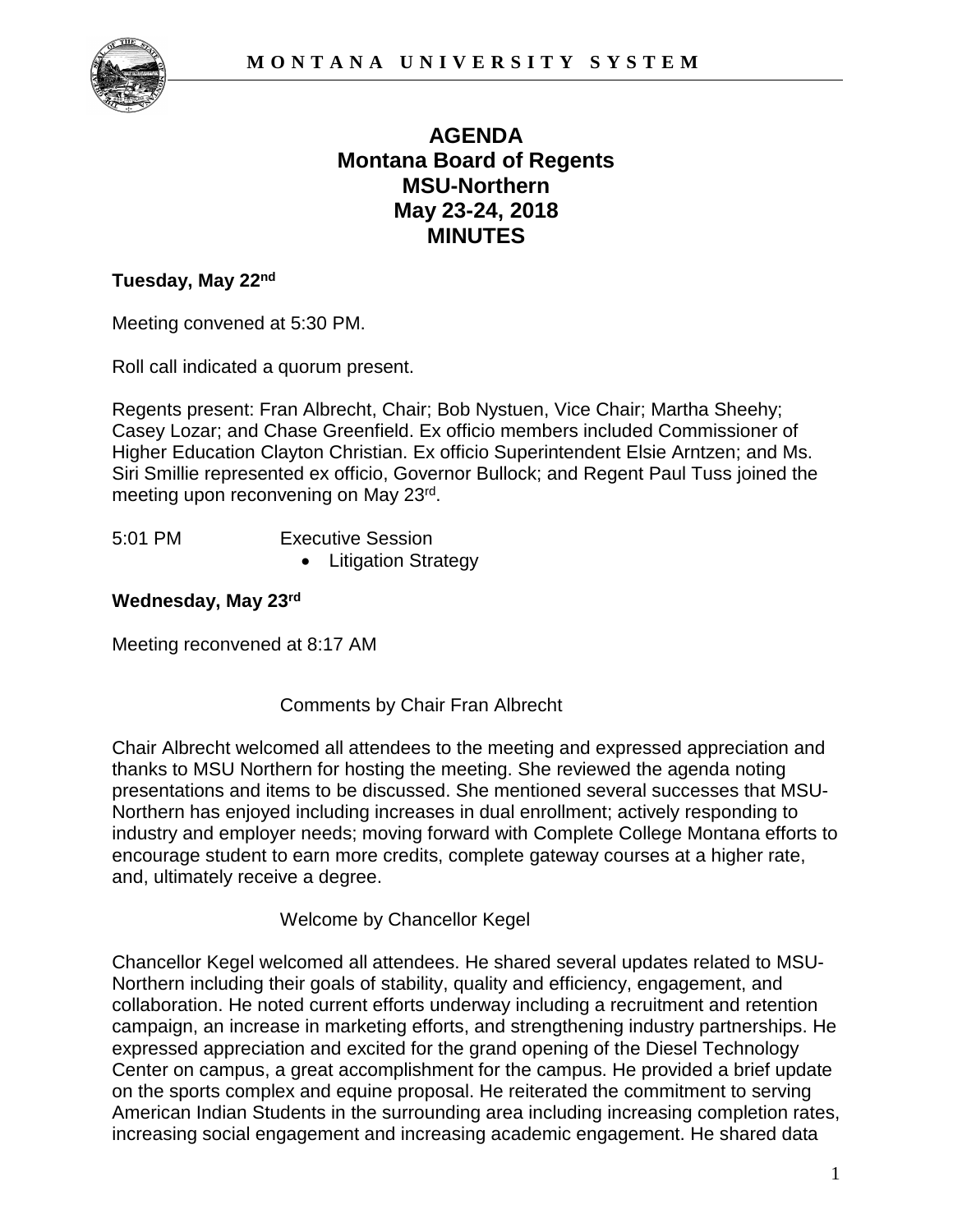# AGENDA
# Montana Board of Regents
# MSU-Northern
# May 23-24, 2018
# MINUTES

**Tuesday, May 22nd**

Meeting convened at 5:30 PM.

Roll call indicated a quorum present.

Regents present: Fran Albrecht, Chair; Bob Nystuen, Vice Chair; Martha Sheehy; Casey Lozar; and Chase Greenfield. Ex officio members included Commissioner of Higher Education Clayton Christian. Ex officio Superintendent Elsie Arntzen; and Ms. Siri Smillie represented ex officio, Governor Bullock; and Regent Paul Tuss joined the meeting upon reconvening on May 23rd.

5:01 PM Executive Session

- Litigation Strategy

**Wednesday, May 23rd**

Meeting reconvened at 8:17 AM

Comments by Chair Fran Albrecht

Chair Albrecht welcomed all attendees to the meeting and expressed appreciation and thanks to MSU Northern for hosting the meeting. She reviewed the agenda noting presentations and items to be discussed. She mentioned several successes that MSU-Northern has enjoyed including increases in dual enrollment; actively responding to industry and employer needs; moving forward with Complete College Montana efforts to encourage student to earn more credits, complete gateway courses at a higher rate, and, ultimately receive a degree.

Welcome by Chancellor Kegel

Chancellor Kegel welcomed all attendees. He shared several updates related to MSU-Northern including their goals of stability, quality and efficiency, engagement, and collaboration. He noted current efforts underway including a recruitment and retention campaign, an increase in marketing efforts, and strengthening industry partnerships. He expressed appreciation and excited for the grand opening of the Diesel Technology Center on campus, a great accomplishment for the campus. He provided a brief update on the sports complex and equine proposal. He reiterated the commitment to serving American Indian Students in the surrounding area including increasing completion rates, increasing social engagement and increasing academic engagement. He shared data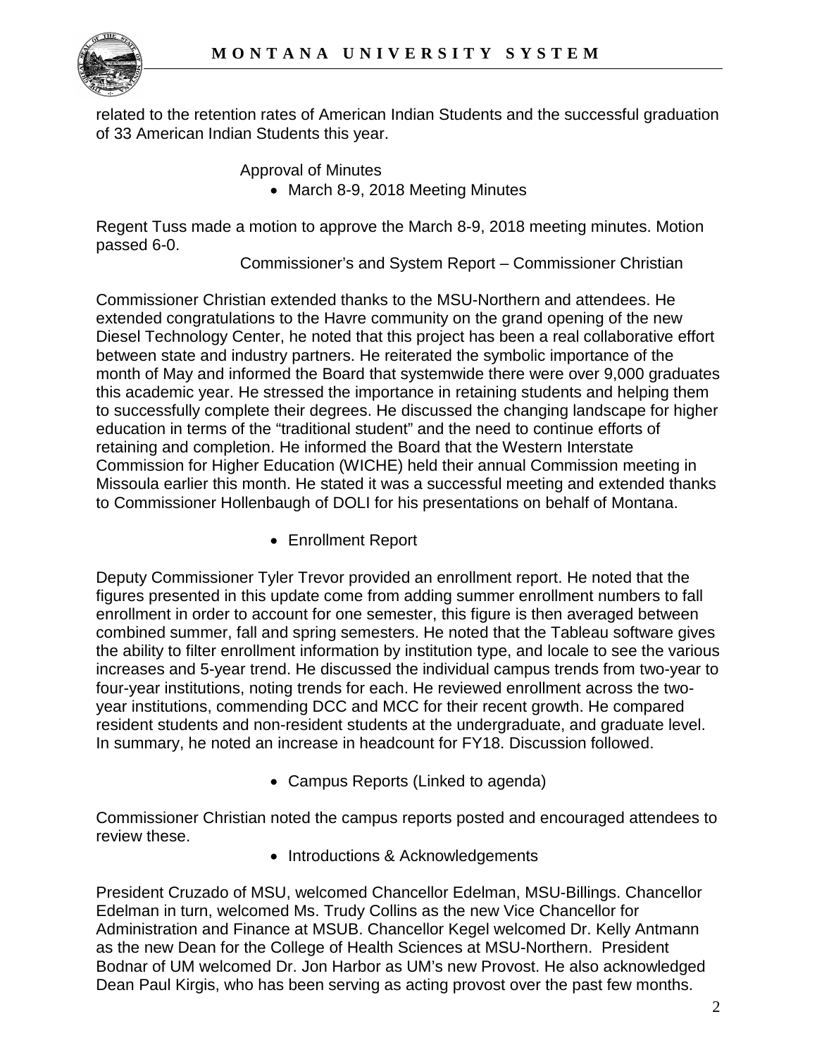related to the retention rates of American Indian Students and the successful graduation of 33 American Indian Students this year.

Approval of Minutes

- March 8-9, 2018 Meeting Minutes

Regent Tuss made a motion to approve the March 8-9, 2018 meeting minutes. Motion passed 6-0.

Commissioner's and System Report – Commissioner Christian

Commissioner Christian extended thanks to the MSU-Northern and attendees. He extended congratulations to the Havre community on the grand opening of the new Diesel Technology Center, he noted that this project has been a real collaborative effort between state and industry partners. He reiterated the symbolic importance of the month of May and informed the Board that systemwide there were over 9,000 graduates this academic year. He stressed the importance in retaining students and helping them to successfully complete their degrees. He discussed the changing landscape for higher education in terms of the "traditional student" and the need to continue efforts of retaining and completion. He informed the Board that the Western Interstate Commission for Higher Education (WICHE) held their annual Commission meeting in Missoula earlier this month. He stated it was a successful meeting and extended thanks to Commissioner Hollenbaugh of DOLI for his presentations on behalf of Montana.

- Enrollment Report

Deputy Commissioner Tyler Trevor provided an enrollment report. He noted that the figures presented in this update come from adding summer enrollment numbers to fall enrollment in order to account for one semester, this figure is then averaged between combined summer, fall and spring semesters. He noted that the Tableau software gives the ability to filter enrollment information by institution type, and locale to see the various increases and 5-year trend. He discussed the individual campus trends from two-year to four-year institutions, noting trends for each. He reviewed enrollment across the two-year institutions, commending DCC and MCC for their recent growth. He compared resident students and non-resident students at the undergraduate, and graduate level. In summary, he noted an increase in headcount for FY18. Discussion followed.

- Campus Reports (Linked to agenda)

Commissioner Christian noted the campus reports posted and encouraged attendees to review these.

- Introductions & Acknowledgements

President Cruzado of MSU, welcomed Chancellor Edelman, MSU-Billings. Chancellor Edelman in turn, welcomed Ms. Trudy Collins as the new Vice Chancellor for Administration and Finance at MSUB. Chancellor Kegel welcomed Dr. Kelly Antmann as the new Dean for the College of Health Sciences at MSU-Northern. President Bodnar of UM welcomed Dr. Jon Harbor as UM's new Provost. He also acknowledged Dean Paul Kirgis, who has been serving as acting provost over the past few months.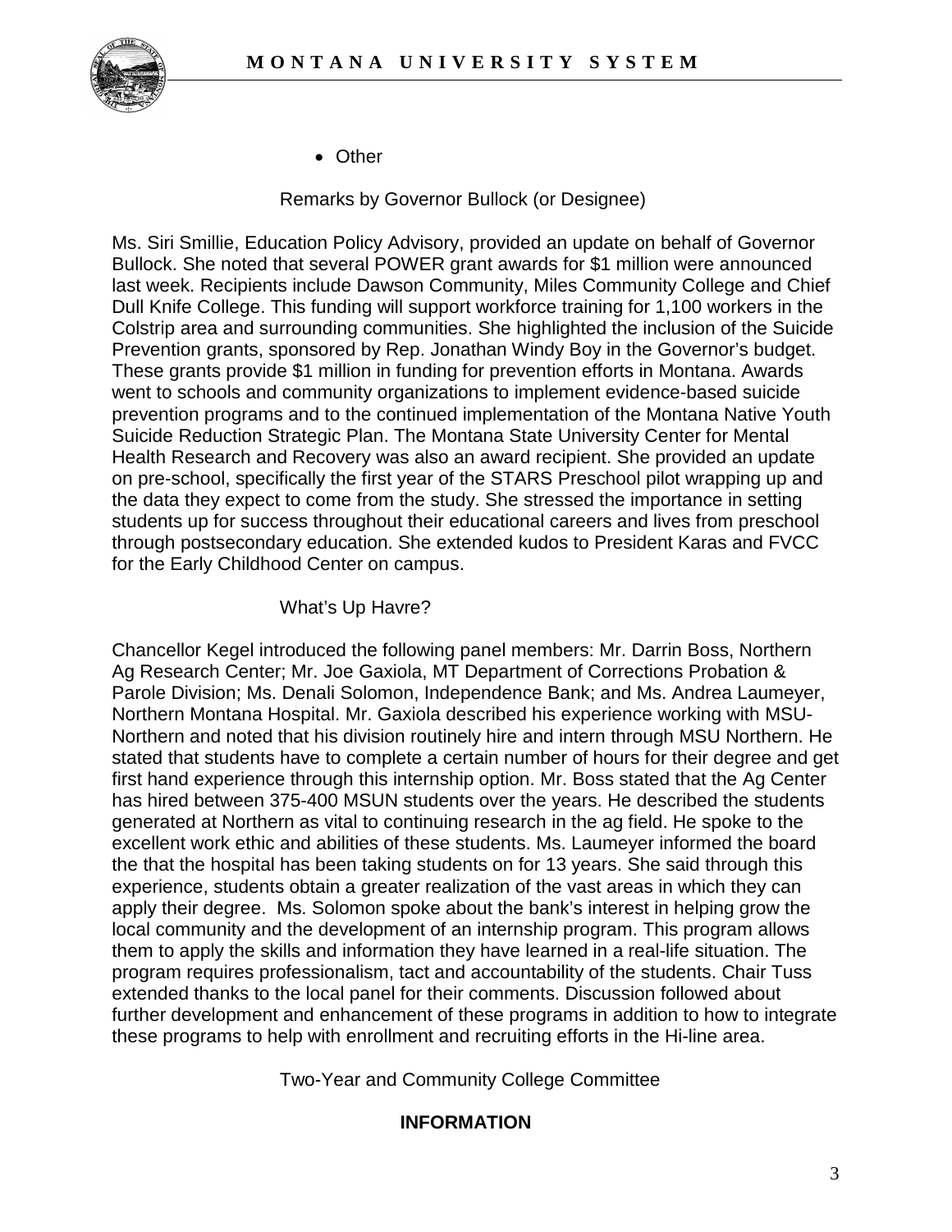- Other

Remarks by Governor Bullock (or Designee)

Ms. Siri Smillie, Education Policy Advisory, provided an update on behalf of Governor Bullock. She noted that several POWER grant awards for $1 million were announced last week. Recipients include Dawson Community, Miles Community College and Chief Dull Knife College. This funding will support workforce training for 1,100 workers in the Colstrip area and surrounding communities. She highlighted the inclusion of the Suicide Prevention grants, sponsored by Rep. Jonathan Windy Boy in the Governor's budget. These grants provide $1 million in funding for prevention efforts in Montana. Awards went to schools and community organizations to implement evidence-based suicide prevention programs and to the continued implementation of the Montana Native Youth Suicide Reduction Strategic Plan. The Montana State University Center for Mental Health Research and Recovery was also an award recipient. She provided an update on pre-school, specifically the first year of the STARS Preschool pilot wrapping up and the data they expect to come from the study. She stressed the importance in setting students up for success throughout their educational careers and lives from preschool through postsecondary education. She extended kudos to President Karas and FVCC for the Early Childhood Center on campus.

What's Up Havre?

Chancellor Kegel introduced the following panel members: Mr. Darrin Boss, Northern Ag Research Center; Mr. Joe Gaxiola, MT Department of Corrections Probation & Parole Division; Ms. Denali Solomon, Independence Bank; and Ms. Andrea Laumeyer, Northern Montana Hospital. Mr. Gaxiola described his experience working with MSU-Northern and noted that his division routinely hire and intern through MSU Northern. He stated that students have to complete a certain number of hours for their degree and get first hand experience through this internship option. Mr. Boss stated that the Ag Center has hired between 375-400 MSUN students over the years. He described the students generated at Northern as vital to continuing research in the ag field. He spoke to the excellent work ethic and abilities of these students. Ms. Laumeyer informed the board the that the hospital has been taking students on for 13 years. She said through this experience, students obtain a greater realization of the vast areas in which they can apply their degree. Ms. Solomon spoke about the bank's interest in helping grow the local community and the development of an internship program. This program allows them to apply the skills and information they have learned in a real-life situation. The program requires professionalism, tact and accountability of the students. Chair Tuss extended thanks to the local panel for their comments. Discussion followed about further development and enhancement of these programs in addition to how to integrate these programs to help with enrollment and recruiting efforts in the Hi-line area.

Two-Year and Community College Committee

**INFORMATION**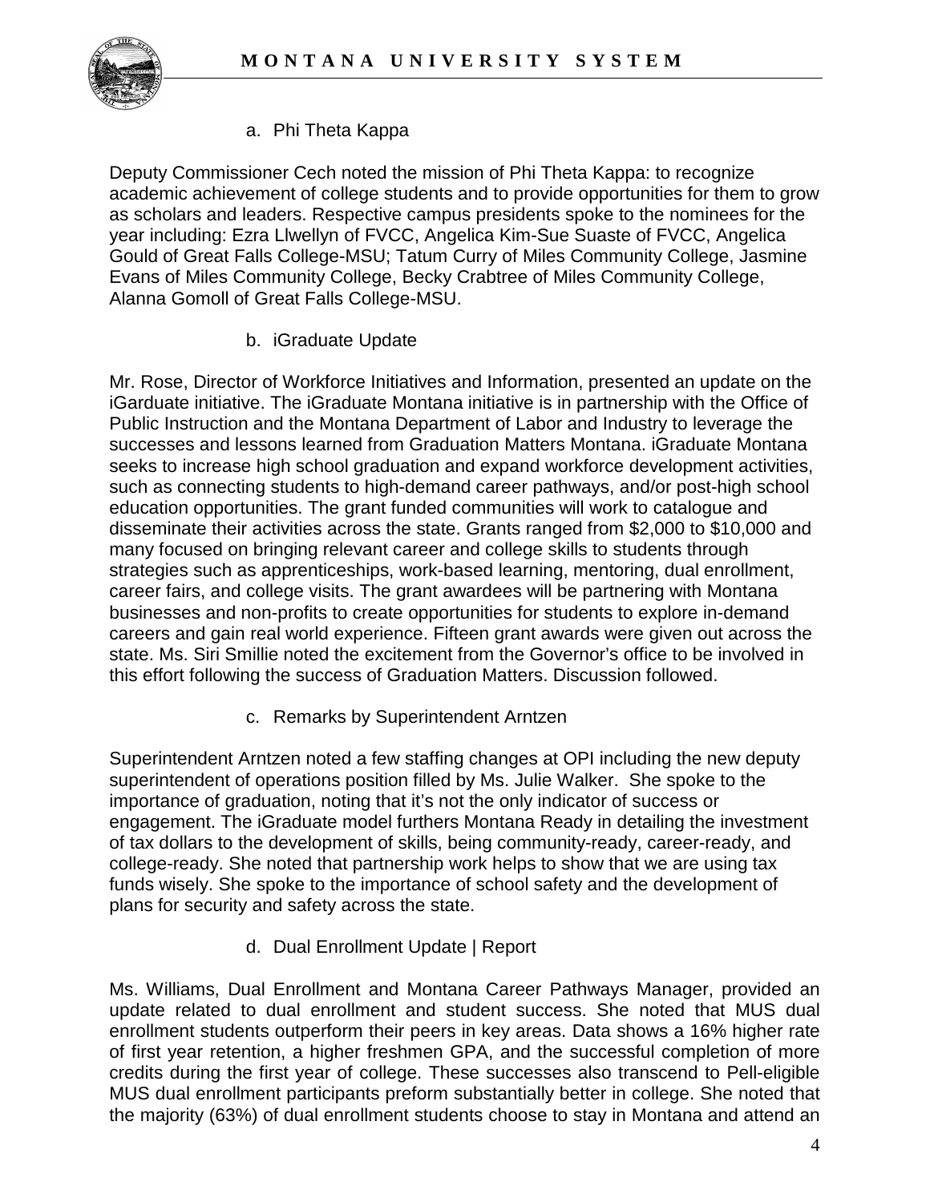a. Phi Theta Kappa

Deputy Commissioner Cech noted the mission of Phi Theta Kappa: to recognize academic achievement of college students and to provide opportunities for them to grow as scholars and leaders. Respective campus presidents spoke to the nominees for the year including: Ezra Llwellyn of FVCC, Angelica Kim-Sue Suaste of FVCC, Angelica Gould of Great Falls College-MSU; Tatum Curry of Miles Community College, Jasmine Evans of Miles Community College, Becky Crabtree of Miles Community College, Alanna Gomoll of Great Falls College-MSU.

b. iGraduate Update

Mr. Rose, Director of Workforce Initiatives and Information, presented an update on the iGarduate initiative. The iGraduate Montana initiative is in partnership with the Office of Public Instruction and the Montana Department of Labor and Industry to leverage the successes and lessons learned from Graduation Matters Montana. iGraduate Montana seeks to increase high school graduation and expand workforce development activities, such as connecting students to high-demand career pathways, and/or post-high school education opportunities. The grant funded communities will work to catalogue and disseminate their activities across the state. Grants ranged from $2,000 to $10,000 and many focused on bringing relevant career and college skills to students through strategies such as apprenticeships, work-based learning, mentoring, dual enrollment, career fairs, and college visits. The grant awardees will be partnering with Montana businesses and non-profits to create opportunities for students to explore in-demand careers and gain real world experience. Fifteen grant awards were given out across the state. Ms. Siri Smillie noted the excitement from the Governor's office to be involved in this effort following the success of Graduation Matters. Discussion followed.

c. Remarks by Superintendent Arntzen

Superintendent Arntzen noted a few staffing changes at OPI including the new deputy superintendent of operations position filled by Ms. Julie Walker. She spoke to the importance of graduation, noting that it's not the only indicator of success or engagement. The iGraduate model furthers Montana Ready in detailing the investment of tax dollars to the development of skills, being community-ready, career-ready, and college-ready. She noted that partnership work helps to show that we are using tax funds wisely. She spoke to the importance of school safety and the development of plans for security and safety across the state.

d. Dual Enrollment Update | Report

Ms. Williams, Dual Enrollment and Montana Career Pathways Manager, provided an update related to dual enrollment and student success. She noted that MUS dual enrollment students outperform their peers in key areas. Data shows a 16% higher rate of first year retention, a higher freshmen GPA, and the successful completion of more credits during the first year of college. These successes also transcend to Pell-eligible MUS dual enrollment participants preform substantially better in college. She noted that the majority (63%) of dual enrollment students choose to stay in Montana and attend an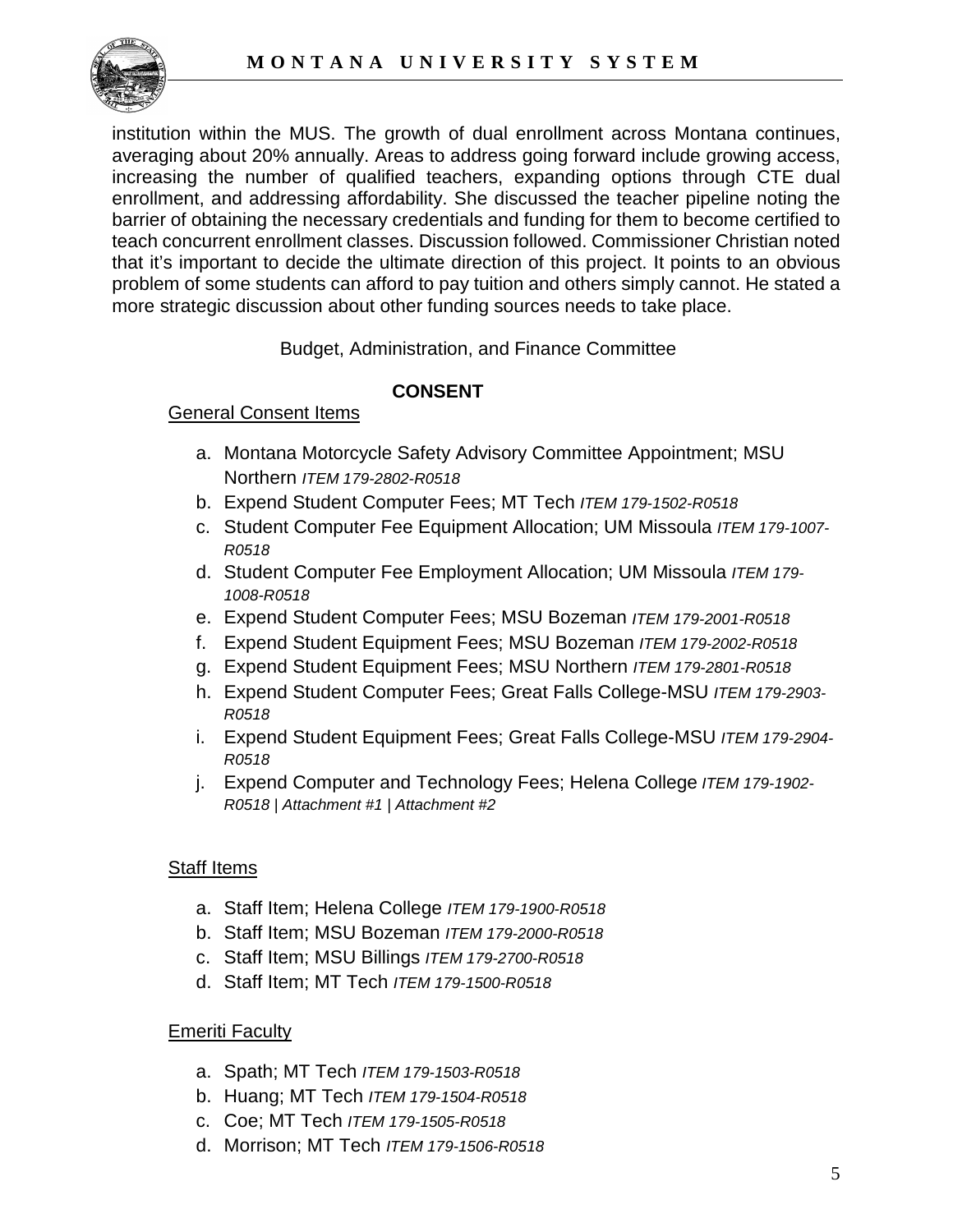institution within the MUS. The growth of dual enrollment across Montana continues, averaging about 20% annually. Areas to address going forward include growing access, increasing the number of qualified teachers, expanding options through CTE dual enrollment, and addressing affordability. She discussed the teacher pipeline noting the barrier of obtaining the necessary credentials and funding for them to become certified to teach concurrent enrollment classes. Discussion followed. Commissioner Christian noted that it's important to decide the ultimate direction of this project. It points to an obvious problem of some students can afford to pay tuition and others simply cannot. He stated a more strategic discussion about other funding sources needs to take place.

Budget, Administration, and Finance Committee

**CONSENT**

General Consent Items

a. Montana Motorcycle Safety Advisory Committee Appointment; MSU Northern *ITEM 179-2802-R0518*
b. Expend Student Computer Fees; MT Tech *ITEM 179-1502-R0518*
c. Student Computer Fee Equipment Allocation; UM Missoula *ITEM 179-1007-R0518*
d. Student Computer Fee Employment Allocation; UM Missoula *ITEM 179-1008-R0518*
e. Expend Student Computer Fees; MSU Bozeman *ITEM 179-2001-R0518*
f. Expend Student Equipment Fees; MSU Bozeman *ITEM 179-2002-R0518*
g. Expend Student Equipment Fees; MSU Northern *ITEM 179-2801-R0518*
h. Expend Student Computer Fees; Great Falls College-MSU *ITEM 179-2903-R0518*
i. Expend Student Equipment Fees; Great Falls College-MSU *ITEM 179-2904-R0518*
j. Expend Computer and Technology Fees; Helena College *ITEM 179-1902-R0518 | Attachment #1 | Attachment #2*

Staff Items

a. Staff Item; Helena College *ITEM 179-1900-R0518*
b. Staff Item; MSU Bozeman *ITEM 179-2000-R0518*
c. Staff Item; MSU Billings *ITEM 179-2700-R0518*
d. Staff Item; MT Tech *ITEM 179-1500-R0518*

Emeriti Faculty

a. Spath; MT Tech *ITEM 179-1503-R0518*
b. Huang; MT Tech *ITEM 179-1504-R0518*
c. Coe; MT Tech *ITEM 179-1505-R0518*
d. Morrison; MT Tech *ITEM 179-1506-R0518*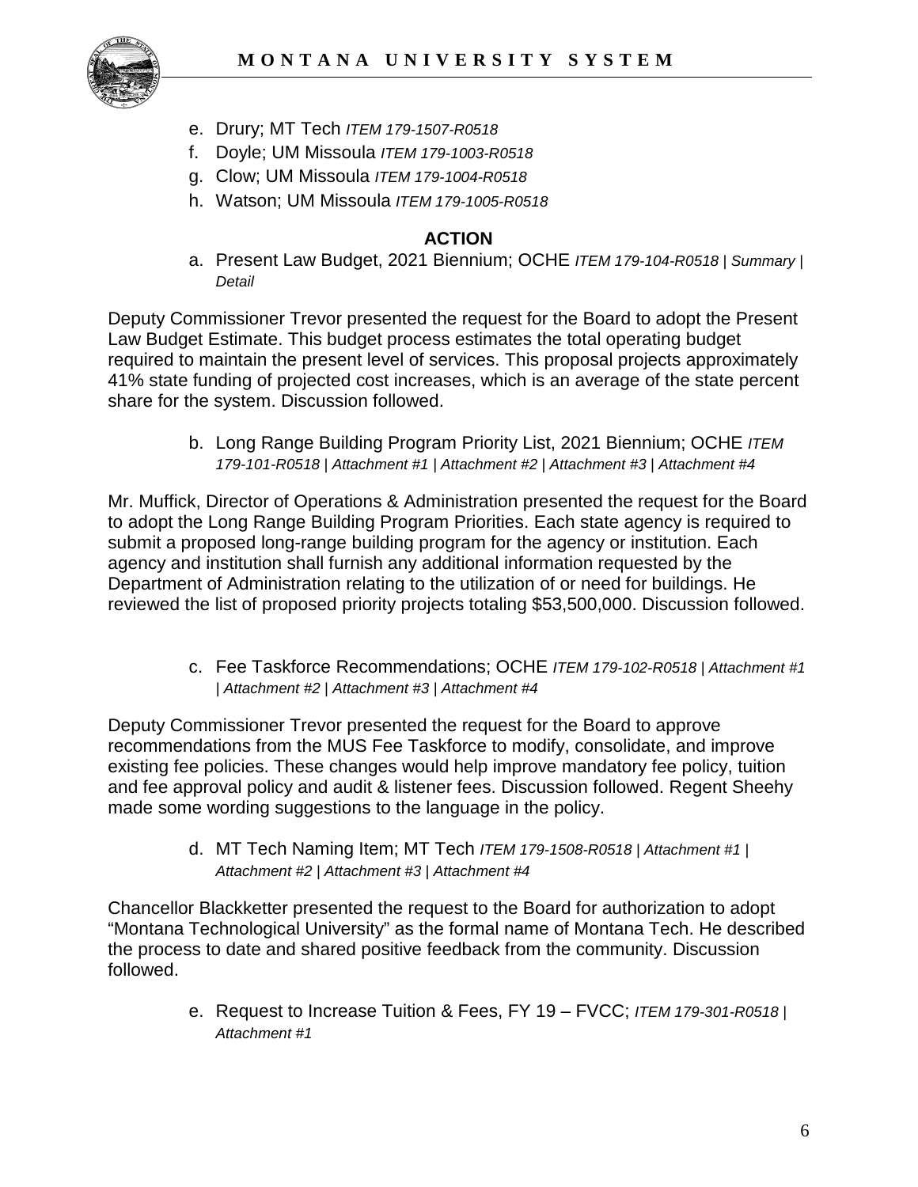e. Drury; MT Tech *ITEM 179-1507-R0518*
f. Doyle; UM Missoula *ITEM 179-1003-R0518*
g. Clow; UM Missoula *ITEM 179-1004-R0518*
h. Watson; UM Missoula *ITEM 179-1005-R0518*

**ACTION**

a. Present Law Budget, 2021 Biennium; OCHE *ITEM 179-104-R0518 | Summary | Detail*

Deputy Commissioner Trevor presented the request for the Board to adopt the Present Law Budget Estimate. This budget process estimates the total operating budget required to maintain the present level of services. This proposal projects approximately 41% state funding of projected cost increases, which is an average of the state percent share for the system. Discussion followed.

b. Long Range Building Program Priority List, 2021 Biennium; OCHE *ITEM 179-101-R0518 | Attachment #1 | Attachment #2 | Attachment #3 | Attachment #4*

Mr. Muffick, Director of Operations & Administration presented the request for the Board to adopt the Long Range Building Program Priorities. Each state agency is required to submit a proposed long-range building program for the agency or institution. Each agency and institution shall furnish any additional information requested by the Department of Administration relating to the utilization of or need for buildings. He reviewed the list of proposed priority projects totaling $53,500,000. Discussion followed.

c. Fee Taskforce Recommendations; OCHE *ITEM 179-102-R0518 | Attachment #1 | Attachment #2 | Attachment #3 | Attachment #4*

Deputy Commissioner Trevor presented the request for the Board to approve recommendations from the MUS Fee Taskforce to modify, consolidate, and improve existing fee policies. These changes would help improve mandatory fee policy, tuition and fee approval policy and audit & listener fees. Discussion followed. Regent Sheehy made some wording suggestions to the language in the policy.

d. MT Tech Naming Item; MT Tech *ITEM 179-1508-R0518 | Attachment #1 | Attachment #2 | Attachment #3 | Attachment #4*

Chancellor Blackketter presented the request to the Board for authorization to adopt "Montana Technological University" as the formal name of Montana Tech. He described the process to date and shared positive feedback from the community. Discussion followed.

e. Request to Increase Tuition & Fees, FY 19 – FVCC; *ITEM 179-301-R0518 | Attachment #1*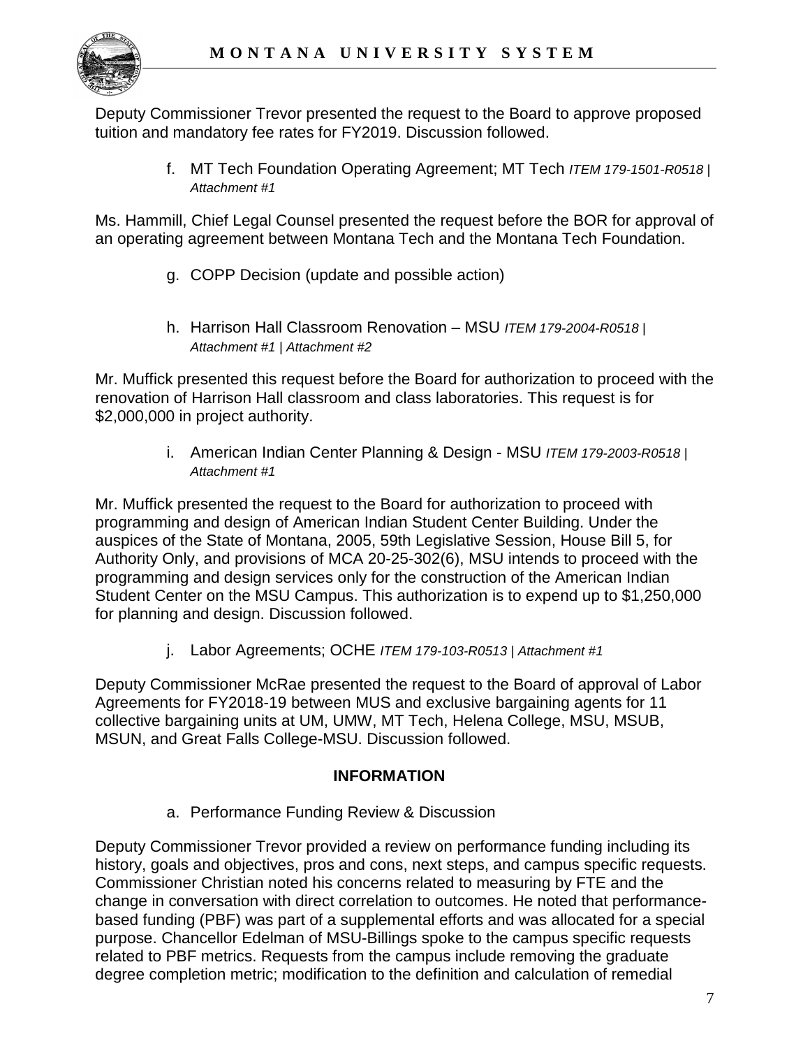Deputy Commissioner Trevor presented the request to the Board to approve proposed tuition and mandatory fee rates for FY2019. Discussion followed.

f. MT Tech Foundation Operating Agreement; MT Tech *ITEM 179-1501-R0518 | Attachment #1*

Ms. Hammill, Chief Legal Counsel presented the request before the BOR for approval of an operating agreement between Montana Tech and the Montana Tech Foundation.

g. COPP Decision (update and possible action)

h. Harrison Hall Classroom Renovation – MSU *ITEM 179-2004-R0518 | Attachment #1 | Attachment #2*

Mr. Muffick presented this request before the Board for authorization to proceed with the renovation of Harrison Hall classroom and class laboratories. This request is for $2,000,000 in project authority.

i. American Indian Center Planning & Design - MSU *ITEM 179-2003-R0518 | Attachment #1*

Mr. Muffick presented the request to the Board for authorization to proceed with programming and design of American Indian Student Center Building. Under the auspices of the State of Montana, 2005, 59th Legislative Session, House Bill 5, for Authority Only, and provisions of MCA 20-25-302(6), MSU intends to proceed with the programming and design services only for the construction of the American Indian Student Center on the MSU Campus. This authorization is to expend up to $1,250,000 for planning and design. Discussion followed.

j. Labor Agreements; OCHE *ITEM 179-103-R0513 | Attachment #1*

Deputy Commissioner McRae presented the request to the Board of approval of Labor Agreements for FY2018-19 between MUS and exclusive bargaining agents for 11 collective bargaining units at UM, UMW, MT Tech, Helena College, MSU, MSUB, MSUN, and Great Falls College-MSU. Discussion followed.

## INFORMATION

a. Performance Funding Review & Discussion

Deputy Commissioner Trevor provided a review on performance funding including its history, goals and objectives, pros and cons, next steps, and campus specific requests. Commissioner Christian noted his concerns related to measuring by FTE and the change in conversation with direct correlation to outcomes. He noted that performance-based funding (PBF) was part of a supplemental efforts and was allocated for a special purpose. Chancellor Edelman of MSU-Billings spoke to the campus specific requests related to PBF metrics. Requests from the campus include removing the graduate degree completion metric; modification to the definition and calculation of remedial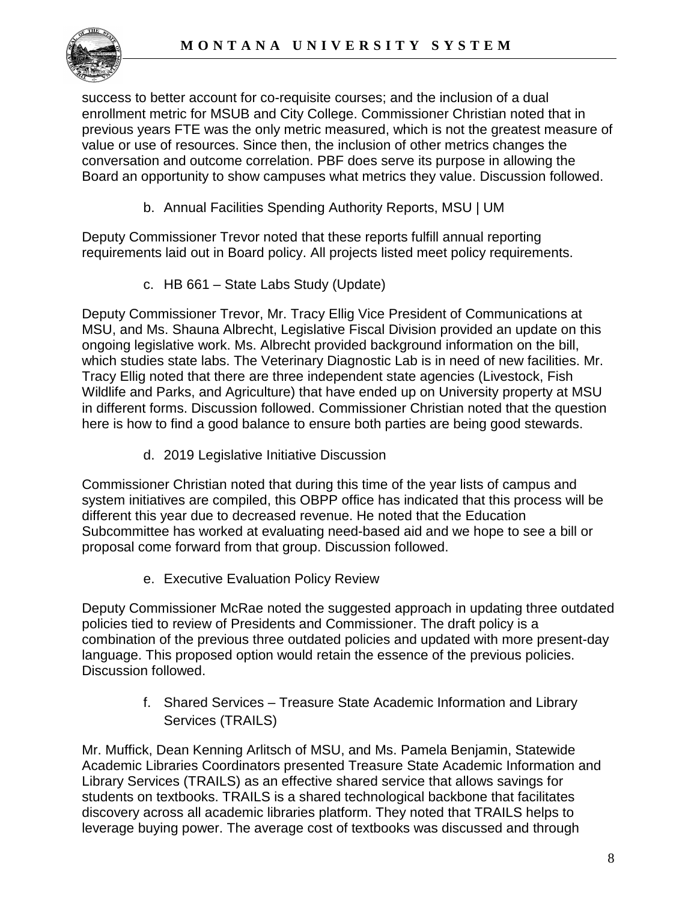success to better account for co-requisite courses; and the inclusion of a dual enrollment metric for MSUB and City College. Commissioner Christian noted that in previous years FTE was the only metric measured, which is not the greatest measure of value or use of resources. Since then, the inclusion of other metrics changes the conversation and outcome correlation. PBF does serve its purpose in allowing the Board an opportunity to show campuses what metrics they value. Discussion followed.

b. Annual Facilities Spending Authority Reports, MSU | UM

Deputy Commissioner Trevor noted that these reports fulfill annual reporting requirements laid out in Board policy. All projects listed meet policy requirements.

c. HB 661 – State Labs Study (Update)

Deputy Commissioner Trevor, Mr. Tracy Ellig Vice President of Communications at MSU, and Ms. Shauna Albrecht, Legislative Fiscal Division provided an update on this ongoing legislative work. Ms. Albrecht provided background information on the bill, which studies state labs. The Veterinary Diagnostic Lab is in need of new facilities. Mr. Tracy Ellig noted that there are three independent state agencies (Livestock, Fish Wildlife and Parks, and Agriculture) that have ended up on University property at MSU in different forms. Discussion followed. Commissioner Christian noted that the question here is how to find a good balance to ensure both parties are being good stewards.

d. 2019 Legislative Initiative Discussion

Commissioner Christian noted that during this time of the year lists of campus and system initiatives are compiled, this OBPP office has indicated that this process will be different this year due to decreased revenue. He noted that the Education Subcommittee has worked at evaluating need-based aid and we hope to see a bill or proposal come forward from that group. Discussion followed.

e. Executive Evaluation Policy Review

Deputy Commissioner McRae noted the suggested approach in updating three outdated policies tied to review of Presidents and Commissioner. The draft policy is a combination of the previous three outdated policies and updated with more present-day language. This proposed option would retain the essence of the previous policies. Discussion followed.

f. Shared Services – Treasure State Academic Information and Library Services (TRAILS)

Mr. Muffick, Dean Kenning Arlitsch of MSU, and Ms. Pamela Benjamin, Statewide Academic Libraries Coordinators presented Treasure State Academic Information and Library Services (TRAILS) as an effective shared service that allows savings for students on textbooks. TRAILS is a shared technological backbone that facilitates discovery across all academic libraries platform. They noted that TRAILS helps to leverage buying power. The average cost of textbooks was discussed and through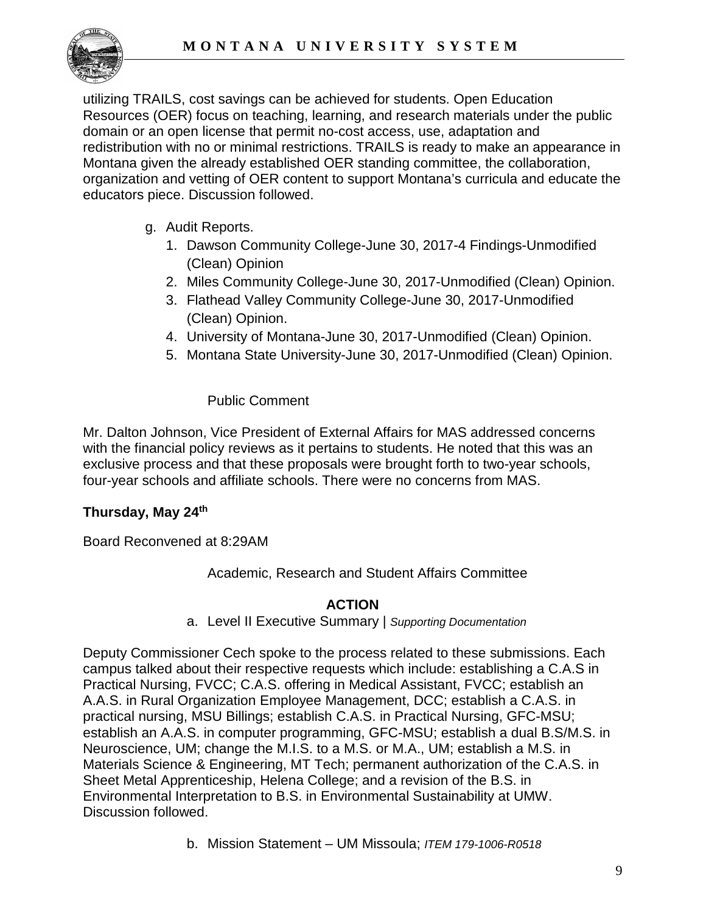utilizing TRAILS, cost savings can be achieved for students. Open Education Resources (OER) focus on teaching, learning, and research materials under the public domain or an open license that permit no-cost access, use, adaptation and redistribution with no or minimal restrictions. TRAILS is ready to make an appearance in Montana given the already established OER standing committee, the collaboration, organization and vetting of OER content to support Montana's curricula and educate the educators piece. Discussion followed.

g. Audit Reports.
   1. Dawson Community College-June 30, 2017-4 Findings-Unmodified (Clean) Opinion
   2. Miles Community College-June 30, 2017-Unmodified (Clean) Opinion.
   3. Flathead Valley Community College-June 30, 2017-Unmodified (Clean) Opinion.
   4. University of Montana-June 30, 2017-Unmodified (Clean) Opinion.
   5. Montana State University-June 30, 2017-Unmodified (Clean) Opinion.

Public Comment

Mr. Dalton Johnson, Vice President of External Affairs for MAS addressed concerns with the financial policy reviews as it pertains to students. He noted that this was an exclusive process and that these proposals were brought forth to two-year schools, four-year schools and affiliate schools. There were no concerns from MAS.

**Thursday, May 24th**

Board Reconvened at 8:29AM

Academic, Research and Student Affairs Committee

**ACTION**

a. Level II Executive Summary | *Supporting Documentation*

Deputy Commissioner Cech spoke to the process related to these submissions. Each campus talked about their respective requests which include: establishing a C.A.S in Practical Nursing, FVCC; C.A.S. offering in Medical Assistant, FVCC; establish an A.A.S. in Rural Organization Employee Management, DCC; establish a C.A.S. in practical nursing, MSU Billings; establish C.A.S. in Practical Nursing, GFC-MSU; establish an A.A.S. in computer programming, GFC-MSU; establish a dual B.S/M.S. in Neuroscience, UM; change the M.I.S. to a M.S. or M.A., UM; establish a M.S. in Materials Science & Engineering, MT Tech; permanent authorization of the C.A.S. in Sheet Metal Apprenticeship, Helena College; and a revision of the B.S. in Environmental Interpretation to B.S. in Environmental Sustainability at UMW. Discussion followed.

b. Mission Statement – UM Missoula; *ITEM 179-1006-R0518*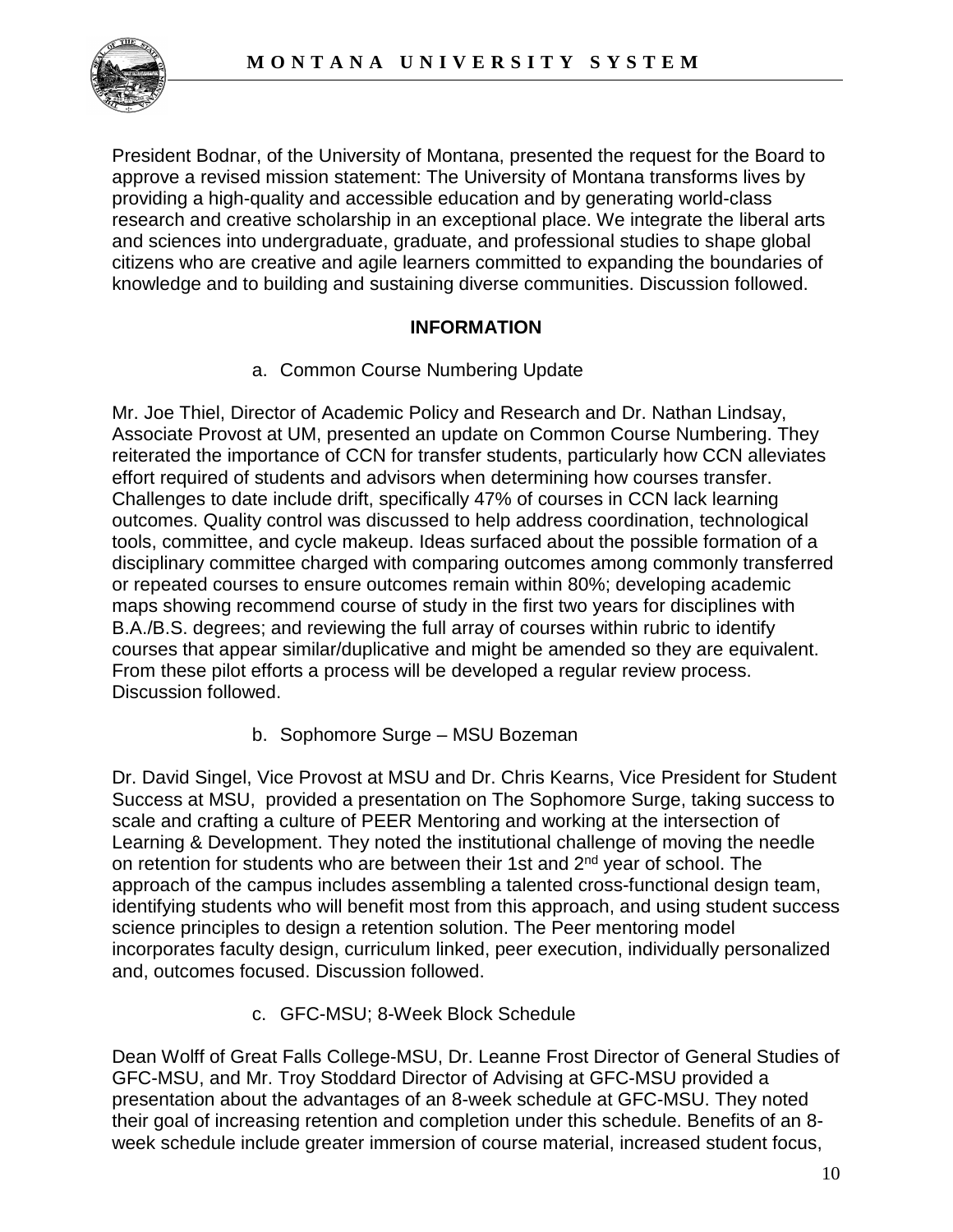President Bodnar, of the University of Montana, presented the request for the Board to approve a revised mission statement: The University of Montana transforms lives by providing a high-quality and accessible education and by generating world-class research and creative scholarship in an exceptional place. We integrate the liberal arts and sciences into undergraduate, graduate, and professional studies to shape global citizens who are creative and agile learners committed to expanding the boundaries of knowledge and to building and sustaining diverse communities. Discussion followed.

## INFORMATION

a. Common Course Numbering Update

Mr. Joe Thiel, Director of Academic Policy and Research and Dr. Nathan Lindsay, Associate Provost at UM, presented an update on Common Course Numbering. They reiterated the importance of CCN for transfer students, particularly how CCN alleviates effort required of students and advisors when determining how courses transfer. Challenges to date include drift, specifically 47% of courses in CCN lack learning outcomes. Quality control was discussed to help address coordination, technological tools, committee, and cycle makeup. Ideas surfaced about the possible formation of a disciplinary committee charged with comparing outcomes among commonly transferred or repeated courses to ensure outcomes remain within 80%; developing academic maps showing recommend course of study in the first two years for disciplines with B.A./B.S. degrees; and reviewing the full array of courses within rubric to identify courses that appear similar/duplicative and might be amended so they are equivalent. From these pilot efforts a process will be developed a regular review process. Discussion followed.

b. Sophomore Surge – MSU Bozeman

Dr. David Singel, Vice Provost at MSU and Dr. Chris Kearns, Vice President for Student Success at MSU, provided a presentation on The Sophomore Surge, taking success to scale and crafting a culture of PEER Mentoring and working at the intersection of Learning & Development. They noted the institutional challenge of moving the needle on retention for students who are between their 1st and 2nd year of school. The approach of the campus includes assembling a talented cross-functional design team, identifying students who will benefit most from this approach, and using student success science principles to design a retention solution. The Peer mentoring model incorporates faculty design, curriculum linked, peer execution, individually personalized and, outcomes focused. Discussion followed.

c. GFC-MSU; 8-Week Block Schedule

Dean Wolff of Great Falls College-MSU, Dr. Leanne Frost Director of General Studies of GFC-MSU, and Mr. Troy Stoddard Director of Advising at GFC-MSU provided a presentation about the advantages of an 8-week schedule at GFC-MSU. They noted their goal of increasing retention and completion under this schedule. Benefits of an 8-week schedule include greater immersion of course material, increased student focus,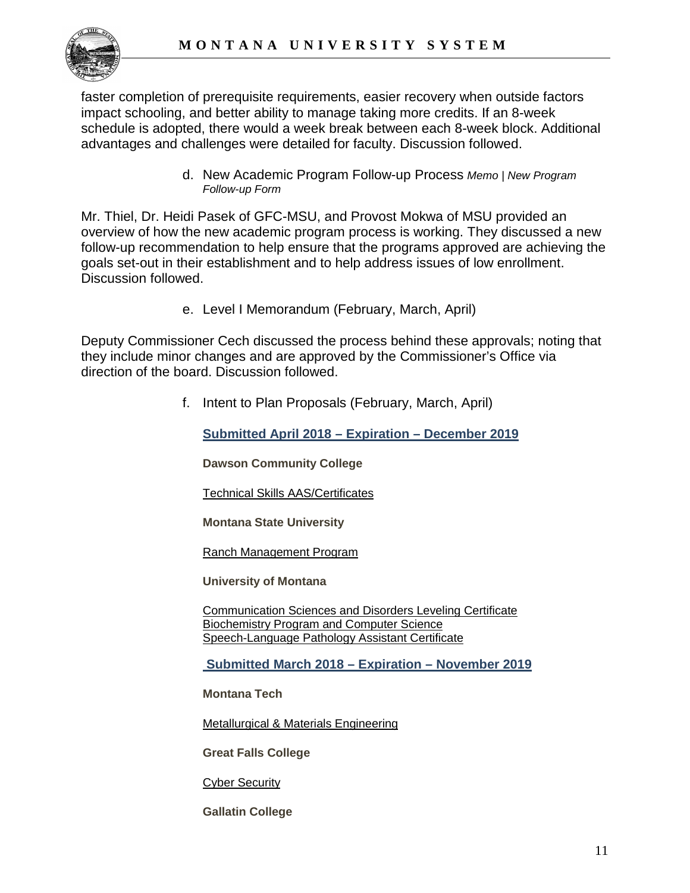faster completion of prerequisite requirements, easier recovery when outside factors impact schooling, and better ability to manage taking more credits. If an 8-week schedule is adopted, there would a week break between each 8-week block. Additional advantages and challenges were detailed for faculty. Discussion followed.

d. New Academic Program Follow-up Process *Memo | New Program Follow-up Form*

Mr. Thiel, Dr. Heidi Pasek of GFC-MSU, and Provost Mokwa of MSU provided an overview of how the new academic program process is working. They discussed a new follow-up recommendation to help ensure that the programs approved are achieving the goals set-out in their establishment and to help address issues of low enrollment. Discussion followed.

e. Level I Memorandum (February, March, April)

Deputy Commissioner Cech discussed the process behind these approvals; noting that they include minor changes and are approved by the Commissioner's Office via direction of the board. Discussion followed.

f. Intent to Plan Proposals (February, March, April)

**Submitted April 2018 – Expiration – December 2019**

**Dawson Community College**

Technical Skills AAS/Certificates

**Montana State University**

Ranch Management Program

**University of Montana**

Communication Sciences and Disorders Leveling Certificate
Biochemistry Program and Computer Science
Speech-Language Pathology Assistant Certificate

**Submitted March 2018 – Expiration – November 2019**

**Montana Tech**

Metallurgical & Materials Engineering

**Great Falls College**

Cyber Security

**Gallatin College**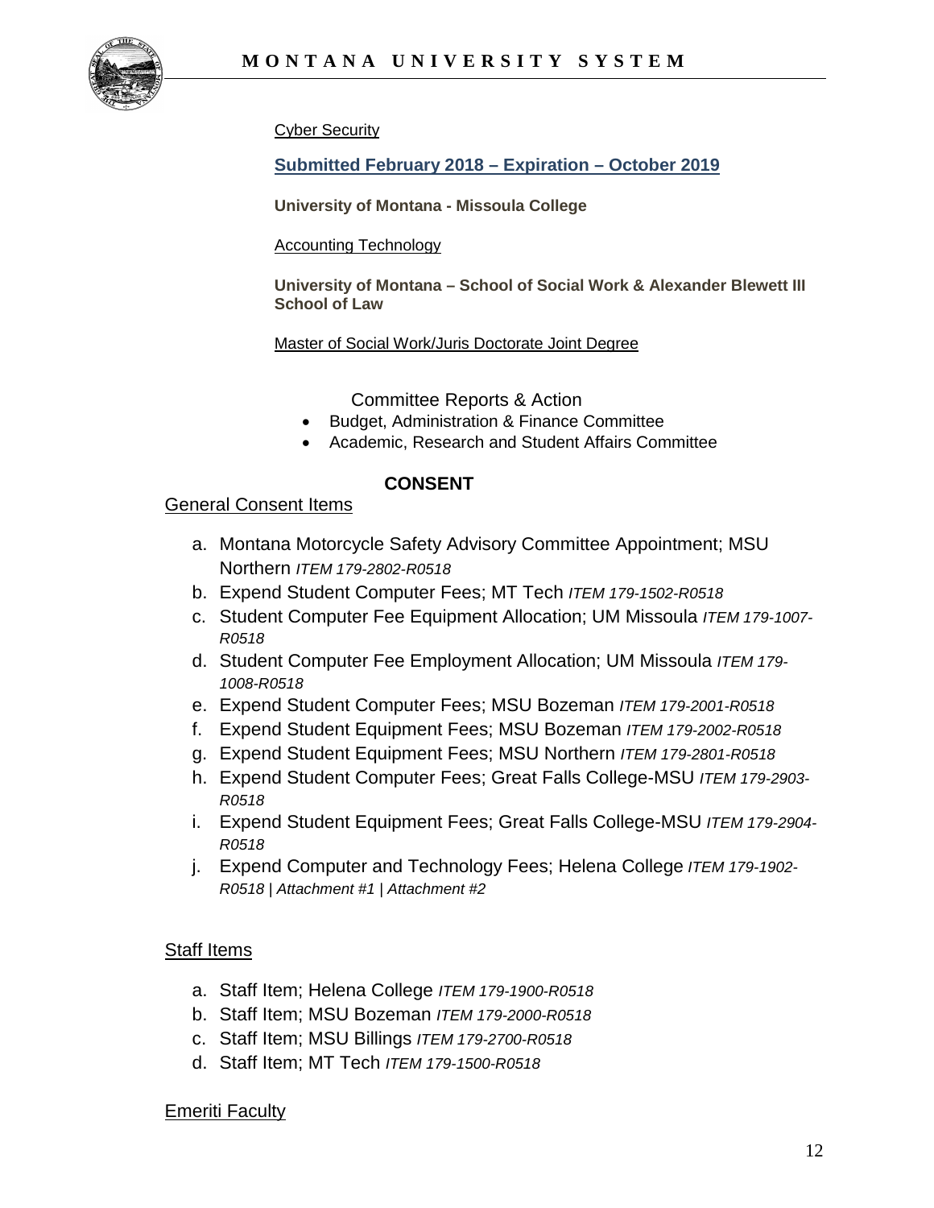Cyber Security

**Submitted February 2018 – Expiration – October 2019**

**University of Montana - Missoula College**

Accounting Technology

**University of Montana – School of Social Work & Alexander Blewett III School of Law**

Master of Social Work/Juris Doctorate Joint Degree

Committee Reports & Action

- Budget, Administration & Finance Committee
- Academic, Research and Student Affairs Committee

## CONSENT

General Consent Items

a. Montana Motorcycle Safety Advisory Committee Appointment; MSU Northern *ITEM 179-2802-R0518*
b. Expend Student Computer Fees; MT Tech *ITEM 179-1502-R0518*
c. Student Computer Fee Equipment Allocation; UM Missoula *ITEM 179-1007-R0518*
d. Student Computer Fee Employment Allocation; UM Missoula *ITEM 179-1008-R0518*
e. Expend Student Computer Fees; MSU Bozeman *ITEM 179-2001-R0518*
f. Expend Student Equipment Fees; MSU Bozeman *ITEM 179-2002-R0518*
g. Expend Student Equipment Fees; MSU Northern *ITEM 179-2801-R0518*
h. Expend Student Computer Fees; Great Falls College-MSU *ITEM 179-2903-R0518*
i. Expend Student Equipment Fees; Great Falls College-MSU *ITEM 179-2904-R0518*
j. Expend Computer and Technology Fees; Helena College *ITEM 179-1902-R0518 | Attachment #1 | Attachment #2*

Staff Items

a. Staff Item; Helena College *ITEM 179-1900-R0518*
b. Staff Item; MSU Bozeman *ITEM 179-2000-R0518*
c. Staff Item; MSU Billings *ITEM 179-2700-R0518*
d. Staff Item; MT Tech *ITEM 179-1500-R0518*

Emeriti Faculty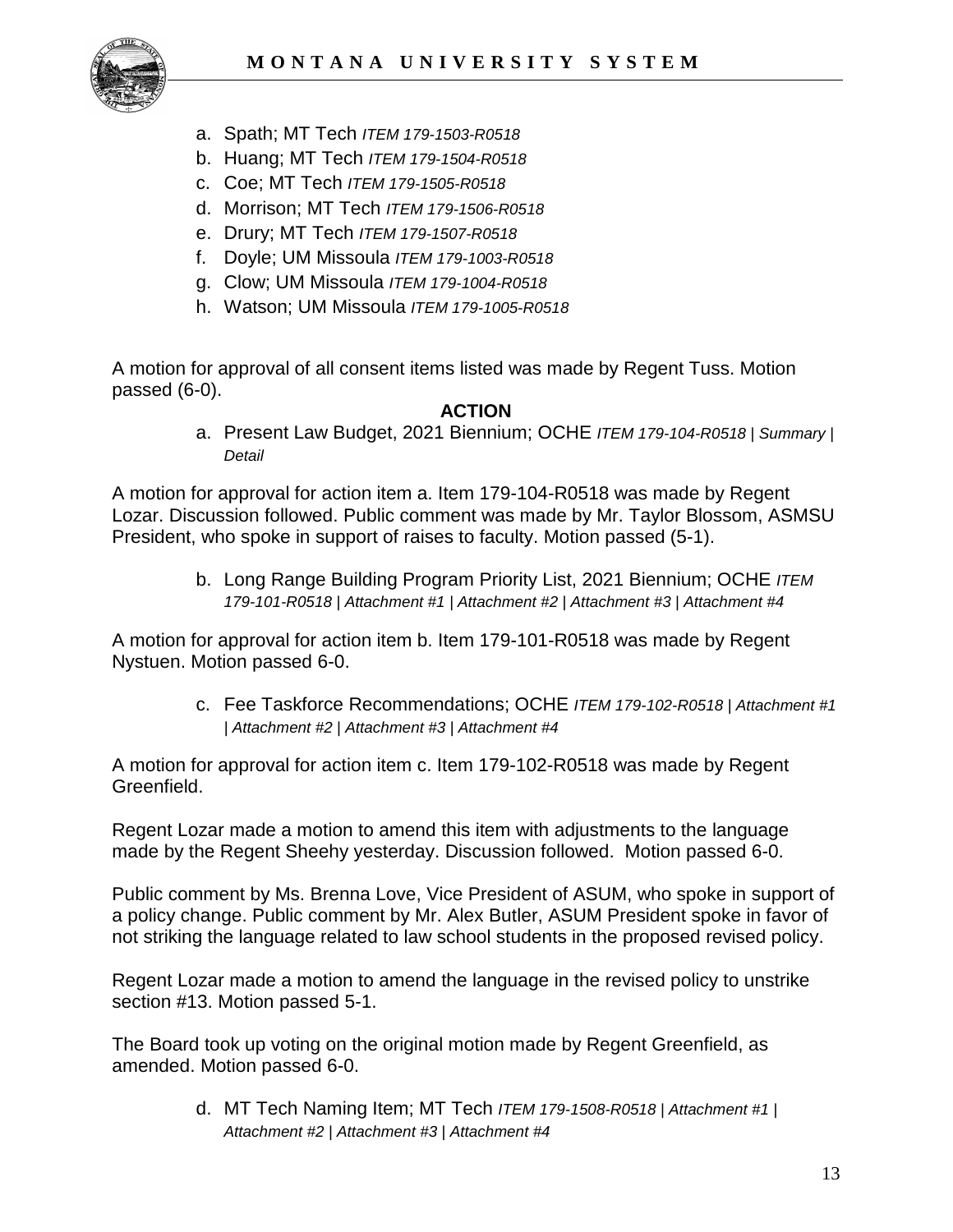a. Spath; MT Tech *ITEM 179-1503-R0518*
b. Huang; MT Tech *ITEM 179-1504-R0518*
c. Coe; MT Tech *ITEM 179-1505-R0518*
d. Morrison; MT Tech *ITEM 179-1506-R0518*
e. Drury; MT Tech *ITEM 179-1507-R0518*
f. Doyle; UM Missoula *ITEM 179-1003-R0518*
g. Clow; UM Missoula *ITEM 179-1004-R0518*
h. Watson; UM Missoula *ITEM 179-1005-R0518*

A motion for approval of all consent items listed was made by Regent Tuss. Motion passed (6-0).

**ACTION**

a. Present Law Budget, 2021 Biennium; OCHE *ITEM 179-104-R0518 | Summary | Detail*

A motion for approval for action item a. Item 179-104-R0518 was made by Regent Lozar. Discussion followed. Public comment was made by Mr. Taylor Blossom, ASMSU President, who spoke in support of raises to faculty. Motion passed (5-1).

b. Long Range Building Program Priority List, 2021 Biennium; OCHE *ITEM 179-101-R0518 | Attachment #1 | Attachment #2 | Attachment #3 | Attachment #4*

A motion for approval for action item b. Item 179-101-R0518 was made by Regent Nystuen. Motion passed 6-0.

c. Fee Taskforce Recommendations; OCHE *ITEM 179-102-R0518 | Attachment #1 | Attachment #2 | Attachment #3 | Attachment #4*

A motion for approval for action item c. Item 179-102-R0518 was made by Regent Greenfield.

Regent Lozar made a motion to amend this item with adjustments to the language made by the Regent Sheehy yesterday. Discussion followed. Motion passed 6-0.

Public comment by Ms. Brenna Love, Vice President of ASUM, who spoke in support of a policy change. Public comment by Mr. Alex Butler, ASUM President spoke in favor of not striking the language related to law school students in the proposed revised policy.

Regent Lozar made a motion to amend the language in the revised policy to unstrike section #13. Motion passed 5-1.

The Board took up voting on the original motion made by Regent Greenfield, as amended. Motion passed 6-0.

d. MT Tech Naming Item; MT Tech *ITEM 179-1508-R0518 | Attachment #1 | Attachment #2 | Attachment #3 | Attachment #4*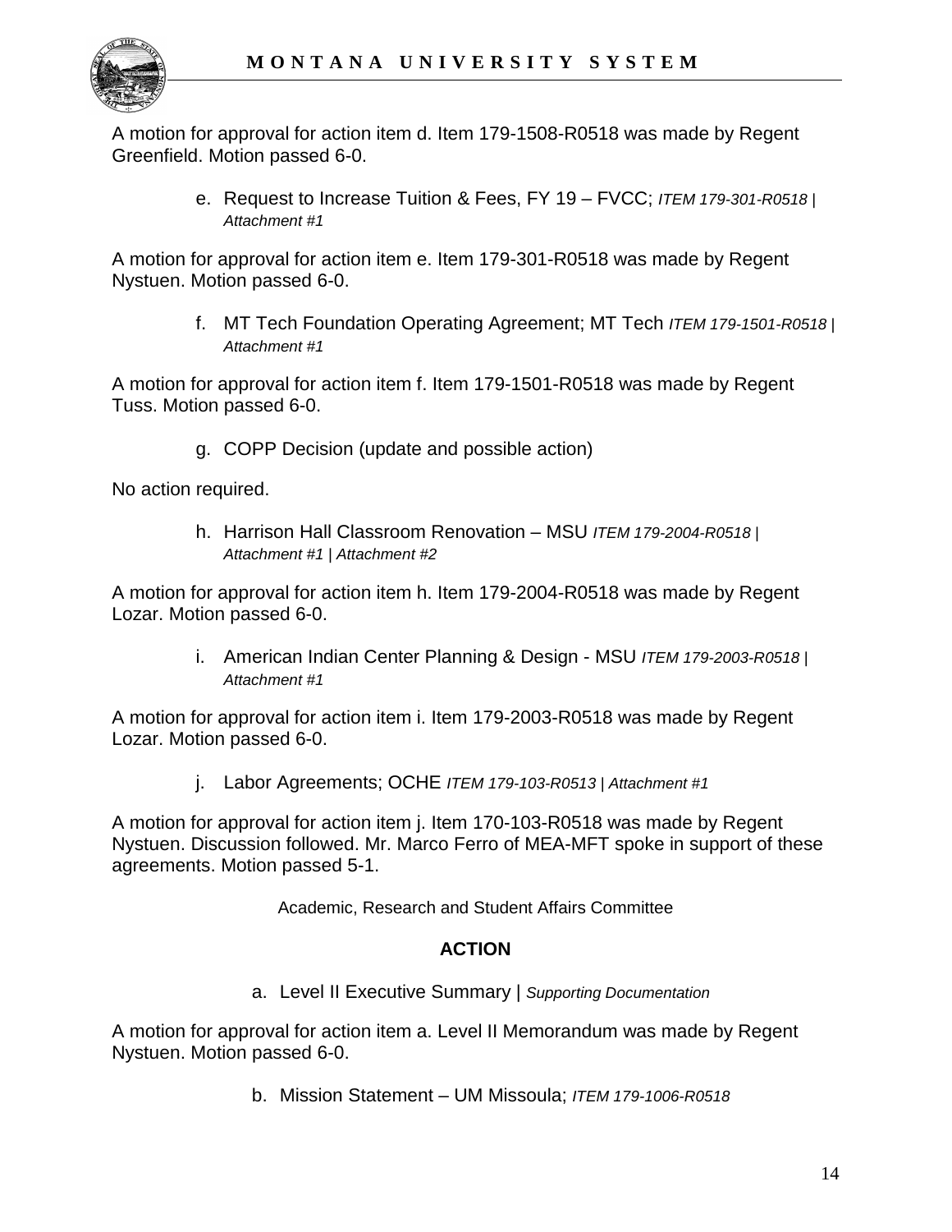A motion for approval for action item d. Item 179-1508-R0518 was made by Regent Greenfield. Motion passed 6-0.

e. Request to Increase Tuition & Fees, FY 19 – FVCC; *ITEM 179-301-R0518 | Attachment #1*

A motion for approval for action item e. Item 179-301-R0518 was made by Regent Nystuen. Motion passed 6-0.

f. MT Tech Foundation Operating Agreement; MT Tech *ITEM 179-1501-R0518 | Attachment #1*

A motion for approval for action item f. Item 179-1501-R0518 was made by Regent Tuss. Motion passed 6-0.

g. COPP Decision (update and possible action)

No action required.

h. Harrison Hall Classroom Renovation – MSU *ITEM 179-2004-R0518 | Attachment #1 | Attachment #2*

A motion for approval for action item h. Item 179-2004-R0518 was made by Regent Lozar. Motion passed 6-0.

i. American Indian Center Planning & Design - MSU *ITEM 179-2003-R0518 | Attachment #1*

A motion for approval for action item i. Item 179-2003-R0518 was made by Regent Lozar. Motion passed 6-0.

j. Labor Agreements; OCHE *ITEM 179-103-R0513 | Attachment #1*

A motion for approval for action item j. Item 170-103-R0518 was made by Regent Nystuen. Discussion followed. Mr. Marco Ferro of MEA-MFT spoke in support of these agreements. Motion passed 5-1.

Academic, Research and Student Affairs Committee

**ACTION**

a. Level II Executive Summary | *Supporting Documentation*

A motion for approval for action item a. Level II Memorandum was made by Regent Nystuen. Motion passed 6-0.

b. Mission Statement – UM Missoula; *ITEM 179-1006-R0518*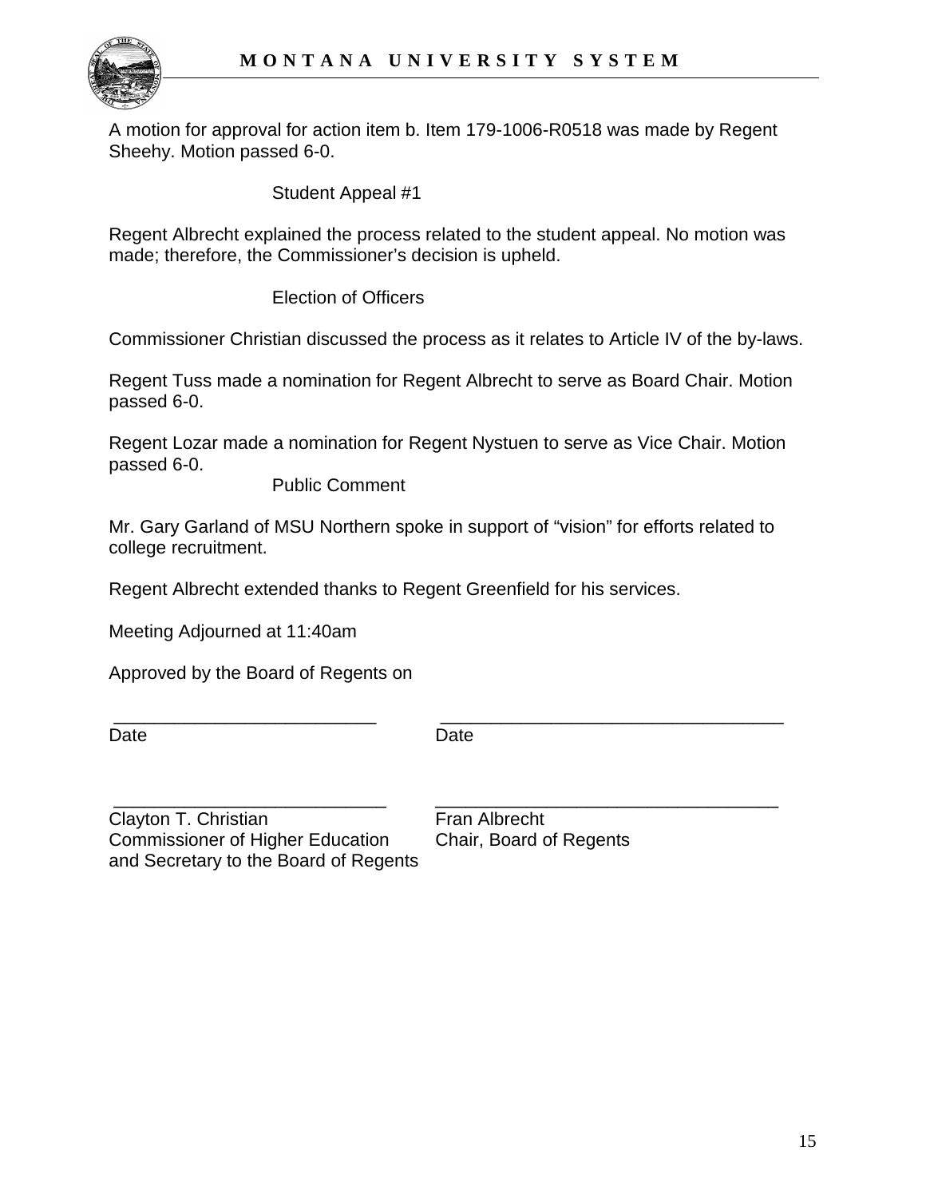A motion for approval for action item b. Item 179-1006-R0518 was made by Regent Sheehy. Motion passed 6-0.

### Student Appeal #1

Regent Albrecht explained the process related to the student appeal. No motion was made; therefore, the Commissioner's decision is upheld.

### Election of Officers

Commissioner Christian discussed the process as it relates to Article IV of the by-laws.

Regent Tuss made a nomination for Regent Albrecht to serve as Board Chair. Motion passed 6-0.

Regent Lozar made a nomination for Regent Nystuen to serve as Vice Chair. Motion passed 6-0.

### Public Comment

Mr. Gary Garland of MSU Northern spoke in support of "vision" for efforts related to college recruitment.

Regent Albrecht extended thanks to Regent Greenfield for his services.

Meeting Adjourned at 11:40am

Approved by the Board of Regents on

\_\_\_\_\_\_\_\_\_\_\_\_\_\_\_\_\_\_\_\_\_\_\_\_\_\_\_  
Date

\_\_\_\_\_\_\_\_\_\_\_\_\_\_\_\_\_\_\_\_\_\_\_\_\_\_\_  
Date

\_\_\_\_\_\_\_\_\_\_\_\_\_\_\_\_\_\_\_\_\_\_\_\_\_\_\_  
Clayton T. Christian  
Commissioner of Higher Education  
and Secretary to the Board of Regents

\_\_\_\_\_\_\_\_\_\_\_\_\_\_\_\_\_\_\_\_\_\_\_\_\_\_\_  
Fran Albrecht  
Chair, Board of Regents